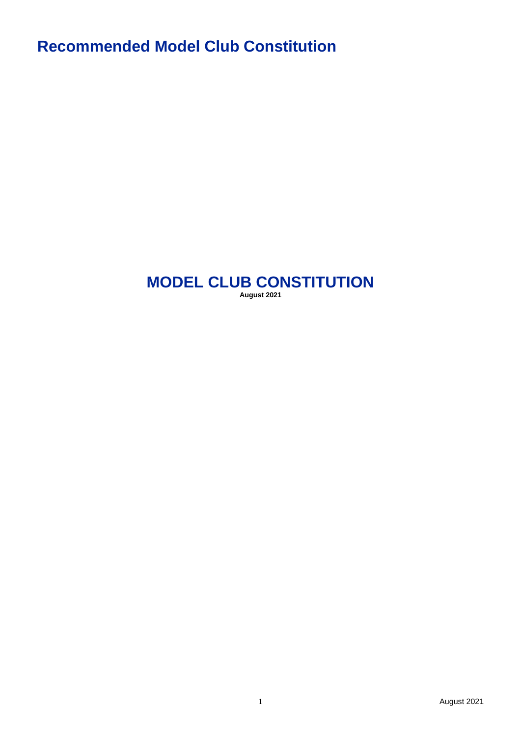# Recommended Model Club Constitution

## MODEL CLUB CONSTITUTION

**August 2021**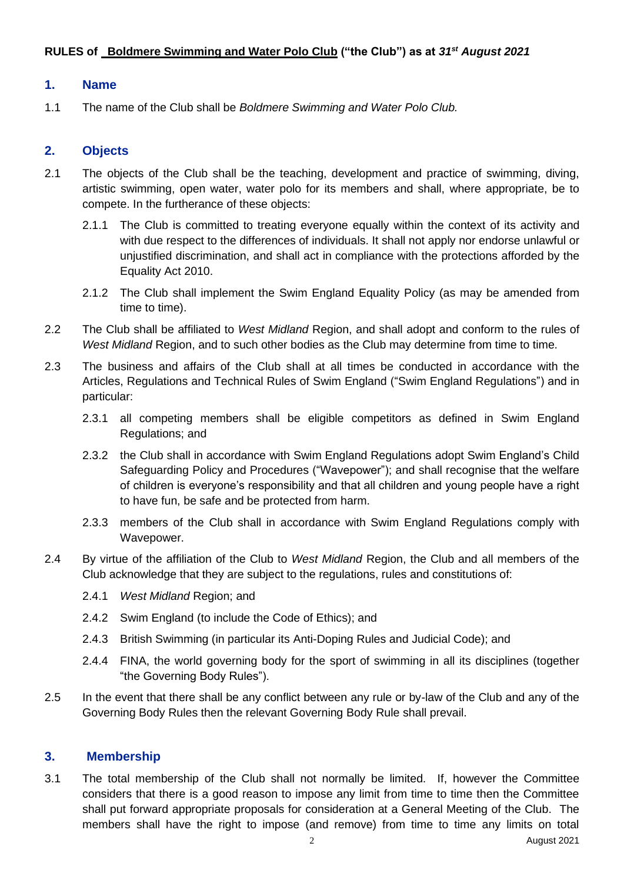**RULES of <u>Boldmere Swimming and Water Polo Club</u> ("the Club") as at *31st August 2021***

## 1. Name

1.1 The name of the Club shall be *Boldmere Swimming and Water Polo Club.*

## 2. Objects

2.1 The objects of the Club shall be the teaching, development and practice of swimming, diving, artistic swimming, open water, water polo for its members and shall, where appropriate, be to compete. In the furtherance of these objects:

2.1.1 The Club is committed to treating everyone equally within the context of its activity and with due respect to the differences of individuals. It shall not apply nor endorse unlawful or unjustified discrimination, and shall act in compliance with the protections afforded by the Equality Act 2010.

2.1.2 The Club shall implement the Swim England Equality Policy (as may be amended from time to time).

2.2 The Club shall be affiliated to *West Midland* Region, and shall adopt and conform to the rules of *West Midland* Region, and to such other bodies as the Club may determine from time to time.

2.3 The business and affairs of the Club shall at all times be conducted in accordance with the Articles, Regulations and Technical Rules of Swim England ("Swim England Regulations") and in particular:

2.3.1 all competing members shall be eligible competitors as defined in Swim England Regulations; and

2.3.2 the Club shall in accordance with Swim England Regulations adopt Swim England's Child Safeguarding Policy and Procedures ("Wavepower"); and shall recognise that the welfare of children is everyone's responsibility and that all children and young people have a right to have fun, be safe and be protected from harm.

2.3.3 members of the Club shall in accordance with Swim England Regulations comply with Wavepower.

2.4 By virtue of the affiliation of the Club to *West Midland* Region, the Club and all members of the Club acknowledge that they are subject to the regulations, rules and constitutions of:

2.4.1 *West Midland* Region; and

2.4.2 Swim England (to include the Code of Ethics); and

2.4.3 British Swimming (in particular its Anti-Doping Rules and Judicial Code); and

2.4.4 FINA, the world governing body for the sport of swimming in all its disciplines (together "the Governing Body Rules").

2.5 In the event that there shall be any conflict between any rule or by-law of the Club and any of the Governing Body Rules then the relevant Governing Body Rule shall prevail.

## 3. Membership

3.1 The total membership of the Club shall not normally be limited. If, however the Committee considers that there is a good reason to impose any limit from time to time then the Committee shall put forward appropriate proposals for consideration at a General Meeting of the Club. The members shall have the right to impose (and remove) from time to time any limits on total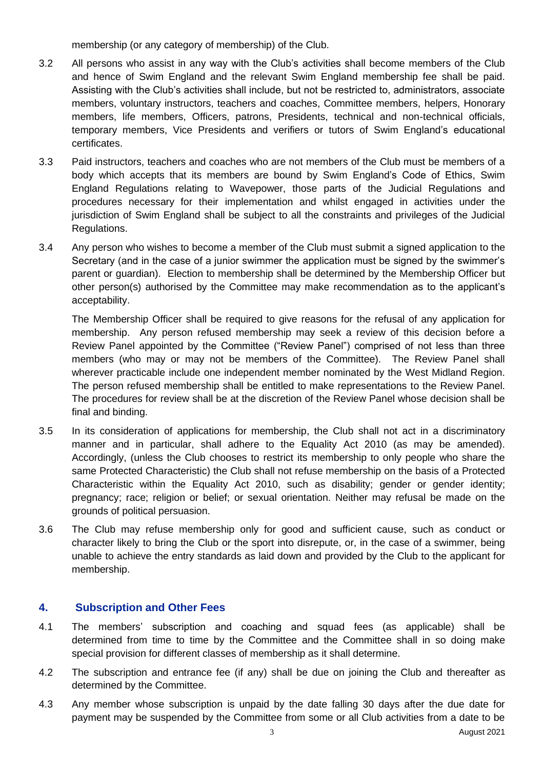membership (or any category of membership) of the Club.

3.2 All persons who assist in any way with the Club's activities shall become members of the Club and hence of Swim England and the relevant Swim England membership fee shall be paid. Assisting with the Club's activities shall include, but not be restricted to, administrators, associate members, voluntary instructors, teachers and coaches, Committee members, helpers, Honorary members, life members, Officers, patrons, Presidents, technical and non-technical officials, temporary members, Vice Presidents and verifiers or tutors of Swim England's educational certificates.

3.3 Paid instructors, teachers and coaches who are not members of the Club must be members of a body which accepts that its members are bound by Swim England's Code of Ethics, Swim England Regulations relating to Wavepower, those parts of the Judicial Regulations and procedures necessary for their implementation and whilst engaged in activities under the jurisdiction of Swim England shall be subject to all the constraints and privileges of the Judicial Regulations.

3.4 Any person who wishes to become a member of the Club must submit a signed application to the Secretary (and in the case of a junior swimmer the application must be signed by the swimmer's parent or guardian). Election to membership shall be determined by the Membership Officer but other person(s) authorised by the Committee may make recommendation as to the applicant's acceptability.

The Membership Officer shall be required to give reasons for the refusal of any application for membership. Any person refused membership may seek a review of this decision before a Review Panel appointed by the Committee ("Review Panel") comprised of not less than three members (who may or may not be members of the Committee). The Review Panel shall wherever practicable include one independent member nominated by the West Midland Region. The person refused membership shall be entitled to make representations to the Review Panel. The procedures for review shall be at the discretion of the Review Panel whose decision shall be final and binding.

3.5 In its consideration of applications for membership, the Club shall not act in a discriminatory manner and in particular, shall adhere to the Equality Act 2010 (as may be amended). Accordingly, (unless the Club chooses to restrict its membership to only people who share the same Protected Characteristic) the Club shall not refuse membership on the basis of a Protected Characteristic within the Equality Act 2010, such as disability; gender or gender identity; pregnancy; race; religion or belief; or sexual orientation. Neither may refusal be made on the grounds of political persuasion.

3.6 The Club may refuse membership only for good and sufficient cause, such as conduct or character likely to bring the Club or the sport into disrepute, or, in the case of a swimmer, being unable to achieve the entry standards as laid down and provided by the Club to the applicant for membership.

## 4. Subscription and Other Fees

4.1 The members' subscription and coaching and squad fees (as applicable) shall be determined from time to time by the Committee and the Committee shall in so doing make special provision for different classes of membership as it shall determine.

4.2 The subscription and entrance fee (if any) shall be due on joining the Club and thereafter as determined by the Committee.

4.3 Any member whose subscription is unpaid by the date falling 30 days after the due date for payment may be suspended by the Committee from some or all Club activities from a date to be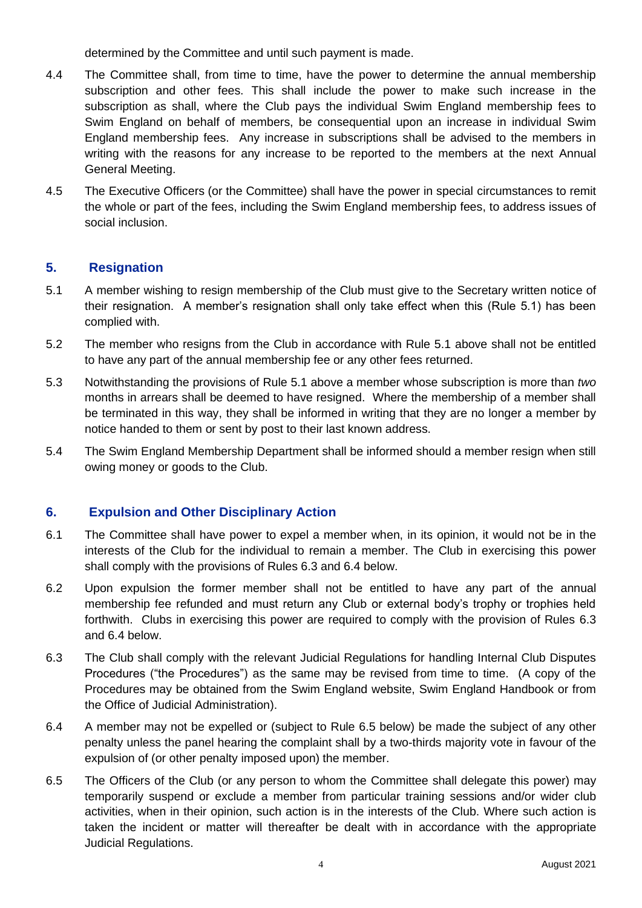determined by the Committee and until such payment is made.

4.4 The Committee shall, from time to time, have the power to determine the annual membership subscription and other fees. This shall include the power to make such increase in the subscription as shall, where the Club pays the individual Swim England membership fees to Swim England on behalf of members, be consequential upon an increase in individual Swim England membership fees. Any increase in subscriptions shall be advised to the members in writing with the reasons for any increase to be reported to the members at the next Annual General Meeting.

4.5 The Executive Officers (or the Committee) shall have the power in special circumstances to remit the whole or part of the fees, including the Swim England membership fees, to address issues of social inclusion.

## 5. Resignation

5.1 A member wishing to resign membership of the Club must give to the Secretary written notice of their resignation. A member's resignation shall only take effect when this (Rule 5.1) has been complied with.

5.2 The member who resigns from the Club in accordance with Rule 5.1 above shall not be entitled to have any part of the annual membership fee or any other fees returned.

5.3 Notwithstanding the provisions of Rule 5.1 above a member whose subscription is more than *two* months in arrears shall be deemed to have resigned. Where the membership of a member shall be terminated in this way, they shall be informed in writing that they are no longer a member by notice handed to them or sent by post to their last known address.

5.4 The Swim England Membership Department shall be informed should a member resign when still owing money or goods to the Club.

## 6. Expulsion and Other Disciplinary Action

6.1 The Committee shall have power to expel a member when, in its opinion, it would not be in the interests of the Club for the individual to remain a member. The Club in exercising this power shall comply with the provisions of Rules 6.3 and 6.4 below.

6.2 Upon expulsion the former member shall not be entitled to have any part of the annual membership fee refunded and must return any Club or external body's trophy or trophies held forthwith. Clubs in exercising this power are required to comply with the provision of Rules 6.3 and 6.4 below.

6.3 The Club shall comply with the relevant Judicial Regulations for handling Internal Club Disputes Procedures ("the Procedures") as the same may be revised from time to time. (A copy of the Procedures may be obtained from the Swim England website, Swim England Handbook or from the Office of Judicial Administration).

6.4 A member may not be expelled or (subject to Rule 6.5 below) be made the subject of any other penalty unless the panel hearing the complaint shall by a two-thirds majority vote in favour of the expulsion of (or other penalty imposed upon) the member.

6.5 The Officers of the Club (or any person to whom the Committee shall delegate this power) may temporarily suspend or exclude a member from particular training sessions and/or wider club activities, when in their opinion, such action is in the interests of the Club. Where such action is taken the incident or matter will thereafter be dealt with in accordance with the appropriate Judicial Regulations.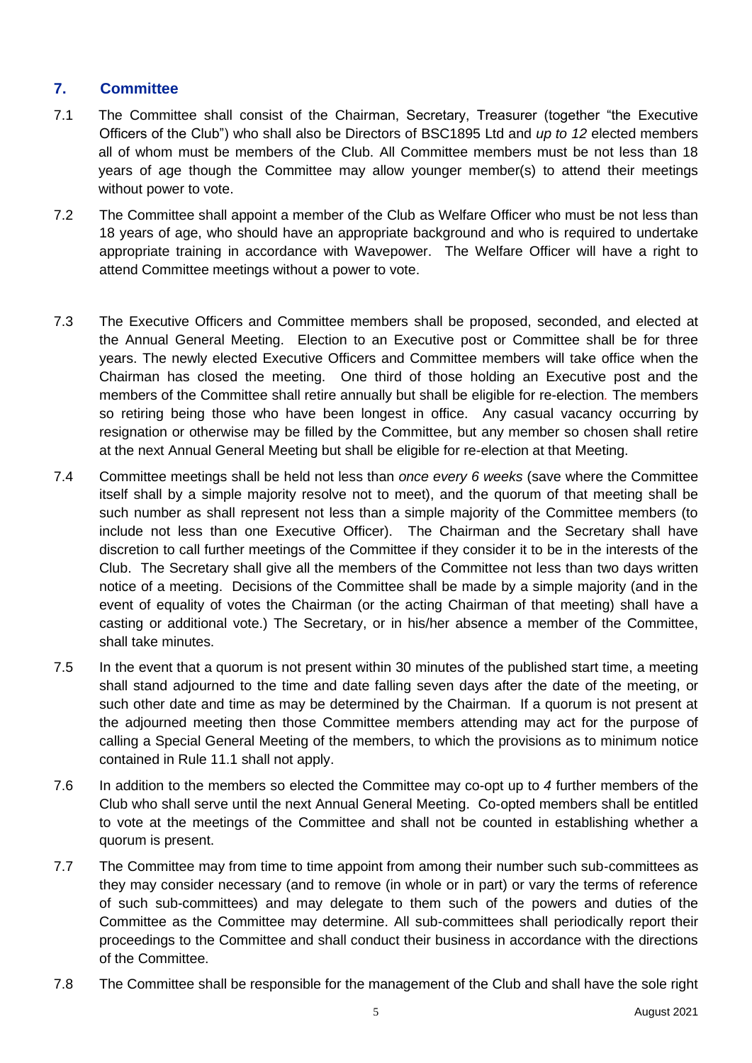## 7. Committee

7.1 The Committee shall consist of the Chairman, Secretary, Treasurer (together "the Executive Officers of the Club") who shall also be Directors of BSC1895 Ltd and *up to 12* elected members all of whom must be members of the Club. All Committee members must be not less than 18 years of age though the Committee may allow younger member(s) to attend their meetings without power to vote.

7.2 The Committee shall appoint a member of the Club as Welfare Officer who must be not less than 18 years of age, who should have an appropriate background and who is required to undertake appropriate training in accordance with Wavepower. The Welfare Officer will have a right to attend Committee meetings without a power to vote.

7.3 The Executive Officers and Committee members shall be proposed, seconded, and elected at the Annual General Meeting. Election to an Executive post or Committee shall be for three years. The newly elected Executive Officers and Committee members will take office when the Chairman has closed the meeting. One third of those holding an Executive post and the members of the Committee shall retire annually but shall be eligible for re-election. The members so retiring being those who have been longest in office. Any casual vacancy occurring by resignation or otherwise may be filled by the Committee, but any member so chosen shall retire at the next Annual General Meeting but shall be eligible for re-election at that Meeting.

7.4 Committee meetings shall be held not less than *once every 6 weeks* (save where the Committee itself shall by a simple majority resolve not to meet), and the quorum of that meeting shall be such number as shall represent not less than a simple majority of the Committee members (to include not less than one Executive Officer). The Chairman and the Secretary shall have discretion to call further meetings of the Committee if they consider it to be in the interests of the Club. The Secretary shall give all the members of the Committee not less than two days written notice of a meeting. Decisions of the Committee shall be made by a simple majority (and in the event of equality of votes the Chairman (or the acting Chairman of that meeting) shall have a casting or additional vote.) The Secretary, or in his/her absence a member of the Committee, shall take minutes.

7.5 In the event that a quorum is not present within 30 minutes of the published start time, a meeting shall stand adjourned to the time and date falling seven days after the date of the meeting, or such other date and time as may be determined by the Chairman. If a quorum is not present at the adjourned meeting then those Committee members attending may act for the purpose of calling a Special General Meeting of the members, to which the provisions as to minimum notice contained in Rule 11.1 shall not apply.

7.6 In addition to the members so elected the Committee may co-opt up to *4* further members of the Club who shall serve until the next Annual General Meeting. Co-opted members shall be entitled to vote at the meetings of the Committee and shall not be counted in establishing whether a quorum is present.

7.7 The Committee may from time to time appoint from among their number such sub-committees as they may consider necessary (and to remove (in whole or in part) or vary the terms of reference of such sub-committees) and may delegate to them such of the powers and duties of the Committee as the Committee may determine. All sub-committees shall periodically report their proceedings to the Committee and shall conduct their business in accordance with the directions of the Committee.

7.8 The Committee shall be responsible for the management of the Club and shall have the sole right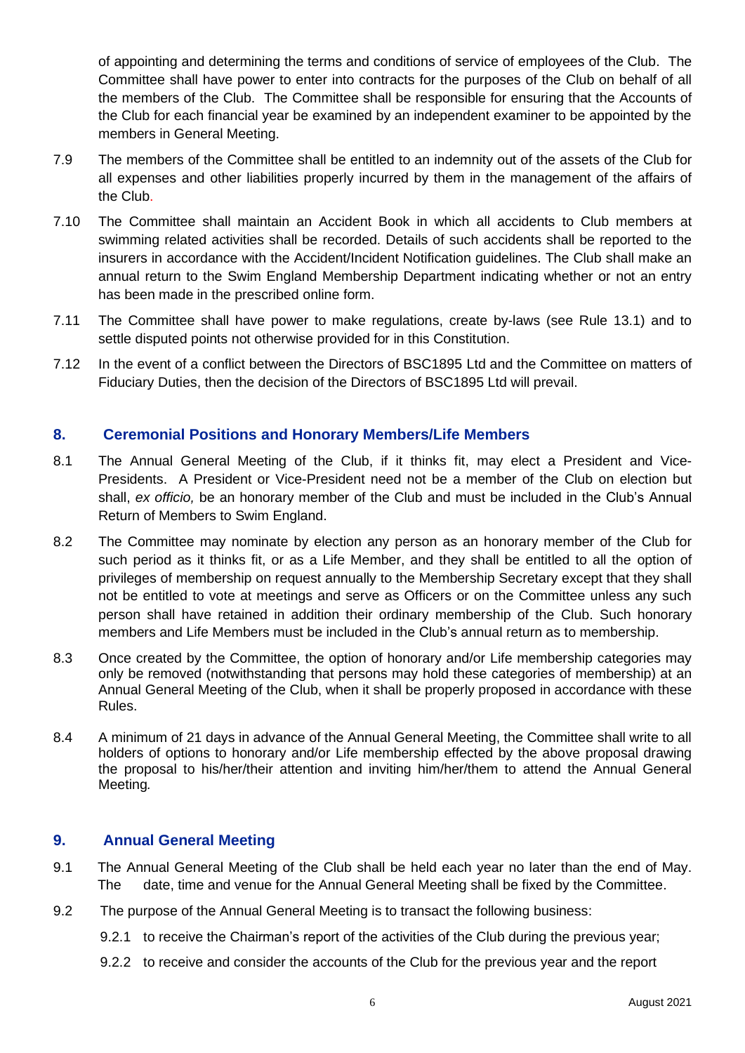of appointing and determining the terms and conditions of service of employees of the Club. The Committee shall have power to enter into contracts for the purposes of the Club on behalf of all the members of the Club. The Committee shall be responsible for ensuring that the Accounts of the Club for each financial year be examined by an independent examiner to be appointed by the members in General Meeting.

7.9 The members of the Committee shall be entitled to an indemnity out of the assets of the Club for all expenses and other liabilities properly incurred by them in the management of the affairs of the Club.

7.10 The Committee shall maintain an Accident Book in which all accidents to Club members at swimming related activities shall be recorded. Details of such accidents shall be reported to the insurers in accordance with the Accident/Incident Notification guidelines. The Club shall make an annual return to the Swim England Membership Department indicating whether or not an entry has been made in the prescribed online form.

7.11 The Committee shall have power to make regulations, create by-laws (see Rule 13.1) and to settle disputed points not otherwise provided for in this Constitution.

7.12 In the event of a conflict between the Directors of BSC1895 Ltd and the Committee on matters of Fiduciary Duties, then the decision of the Directors of BSC1895 Ltd will prevail.

## 8. Ceremonial Positions and Honorary Members/Life Members

8.1 The Annual General Meeting of the Club, if it thinks fit, may elect a President and Vice-Presidents. A President or Vice-President need not be a member of the Club on election but shall, *ex officio,* be an honorary member of the Club and must be included in the Club's Annual Return of Members to Swim England.

8.2 The Committee may nominate by election any person as an honorary member of the Club for such period as it thinks fit, or as a Life Member, and they shall be entitled to all the option of privileges of membership on request annually to the Membership Secretary except that they shall not be entitled to vote at meetings and serve as Officers or on the Committee unless any such person shall have retained in addition their ordinary membership of the Club. Such honorary members and Life Members must be included in the Club's annual return as to membership.

8.3 Once created by the Committee, the option of honorary and/or Life membership categories may only be removed (notwithstanding that persons may hold these categories of membership) at an Annual General Meeting of the Club, when it shall be properly proposed in accordance with these Rules.

8.4 A minimum of 21 days in advance of the Annual General Meeting, the Committee shall write to all holders of options to honorary and/or Life membership effected by the above proposal drawing the proposal to his/her/their attention and inviting him/her/them to attend the Annual General Meeting*.*

## 9. Annual General Meeting

9.1 The Annual General Meeting of the Club shall be held each year no later than the end of May. The date, time and venue for the Annual General Meeting shall be fixed by the Committee.

9.2 The purpose of the Annual General Meeting is to transact the following business:

9.2.1 to receive the Chairman's report of the activities of the Club during the previous year;

9.2.2 to receive and consider the accounts of the Club for the previous year and the report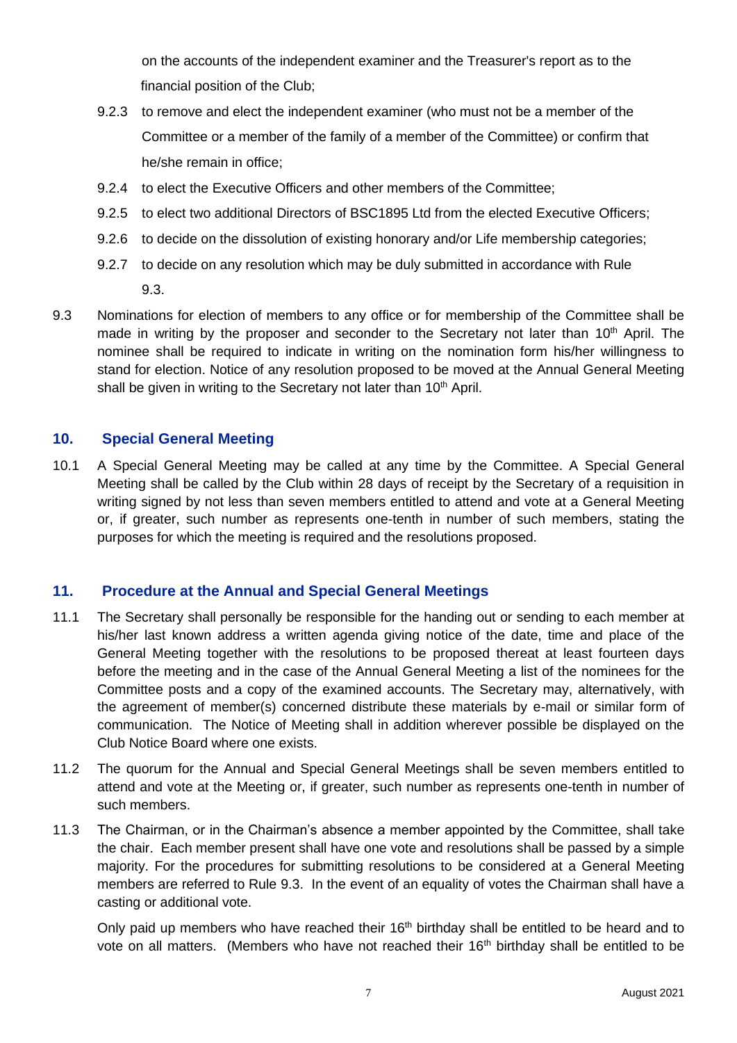on the accounts of the independent examiner and the Treasurer's report as to the financial position of the Club;

9.2.3 to remove and elect the independent examiner (who must not be a member of the Committee or a member of the family of a member of the Committee) or confirm that he/she remain in office;

9.2.4 to elect the Executive Officers and other members of the Committee;

9.2.5 to elect two additional Directors of BSC1895 Ltd from the elected Executive Officers;

9.2.6 to decide on the dissolution of existing honorary and/or Life membership categories;

9.2.7 to decide on any resolution which may be duly submitted in accordance with Rule 9.3.

9.3 Nominations for election of members to any office or for membership of the Committee shall be made in writing by the proposer and seconder to the Secretary not later than 10th April. The nominee shall be required to indicate in writing on the nomination form his/her willingness to stand for election. Notice of any resolution proposed to be moved at the Annual General Meeting shall be given in writing to the Secretary not later than 10th April.

## 10. Special General Meeting

10.1 A Special General Meeting may be called at any time by the Committee. A Special General Meeting shall be called by the Club within 28 days of receipt by the Secretary of a requisition in writing signed by not less than seven members entitled to attend and vote at a General Meeting or, if greater, such number as represents one-tenth in number of such members, stating the purposes for which the meeting is required and the resolutions proposed.

## 11. Procedure at the Annual and Special General Meetings

11.1 The Secretary shall personally be responsible for the handing out or sending to each member at his/her last known address a written agenda giving notice of the date, time and place of the General Meeting together with the resolutions to be proposed thereat at least fourteen days before the meeting and in the case of the Annual General Meeting a list of the nominees for the Committee posts and a copy of the examined accounts. The Secretary may, alternatively, with the agreement of member(s) concerned distribute these materials by e-mail or similar form of communication. The Notice of Meeting shall in addition wherever possible be displayed on the Club Notice Board where one exists.

11.2 The quorum for the Annual and Special General Meetings shall be seven members entitled to attend and vote at the Meeting or, if greater, such number as represents one-tenth in number of such members.

11.3 The Chairman, or in the Chairman's absence a member appointed by the Committee, shall take the chair. Each member present shall have one vote and resolutions shall be passed by a simple majority. For the procedures for submitting resolutions to be considered at a General Meeting members are referred to Rule 9.3. In the event of an equality of votes the Chairman shall have a casting or additional vote.

Only paid up members who have reached their 16th birthday shall be entitled to be heard and to vote on all matters. (Members who have not reached their 16th birthday shall be entitled to be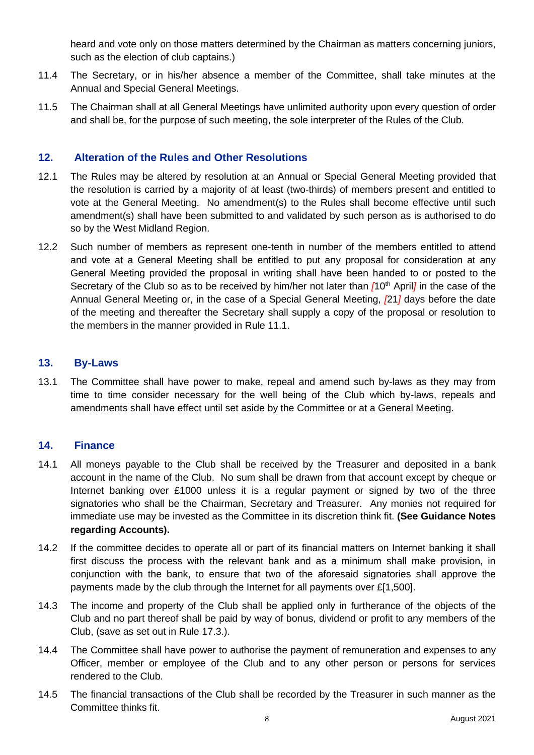heard and vote only on those matters determined by the Chairman as matters concerning juniors, such as the election of club captains.)

11.4 The Secretary, or in his/her absence a member of the Committee, shall take minutes at the Annual and Special General Meetings.

11.5 The Chairman shall at all General Meetings have unlimited authority upon every question of order and shall be, for the purpose of such meeting, the sole interpreter of the Rules of the Club.

## 12. Alteration of the Rules and Other Resolutions

12.1 The Rules may be altered by resolution at an Annual or Special General Meeting provided that the resolution is carried by a majority of at least (two-thirds) of members present and entitled to vote at the General Meeting. No amendment(s) to the Rules shall become effective until such amendment(s) shall have been submitted to and validated by such person as is authorised to do so by the West Midland Region.

12.2 Such number of members as represent one-tenth in number of the members entitled to attend and vote at a General Meeting shall be entitled to put any proposal for consideration at any General Meeting provided the proposal in writing shall have been handed to or posted to the Secretary of the Club so as to be received by him/her not later than *[*10th April*]* in the case of the Annual General Meeting or, in the case of a Special General Meeting, *[*21*]* days before the date of the meeting and thereafter the Secretary shall supply a copy of the proposal or resolution to the members in the manner provided in Rule 11.1.

## 13. By-Laws

13.1 The Committee shall have power to make, repeal and amend such by-laws as they may from time to time consider necessary for the well being of the Club which by-laws, repeals and amendments shall have effect until set aside by the Committee or at a General Meeting.

## 14. Finance

14.1 All moneys payable to the Club shall be received by the Treasurer and deposited in a bank account in the name of the Club. No sum shall be drawn from that account except by cheque or Internet banking over £1000 unless it is a regular payment or signed by two of the three signatories who shall be the Chairman, Secretary and Treasurer. Any monies not required for immediate use may be invested as the Committee in its discretion think fit. **(See Guidance Notes regarding Accounts).**

14.2 If the committee decides to operate all or part of its financial matters on Internet banking it shall first discuss the process with the relevant bank and as a minimum shall make provision, in conjunction with the bank, to ensure that two of the aforesaid signatories shall approve the payments made by the club through the Internet for all payments over £[1,500].

14.3 The income and property of the Club shall be applied only in furtherance of the objects of the Club and no part thereof shall be paid by way of bonus, dividend or profit to any members of the Club, (save as set out in Rule 17.3.).

14.4 The Committee shall have power to authorise the payment of remuneration and expenses to any Officer, member or employee of the Club and to any other person or persons for services rendered to the Club.

14.5 The financial transactions of the Club shall be recorded by the Treasurer in such manner as the Committee thinks fit.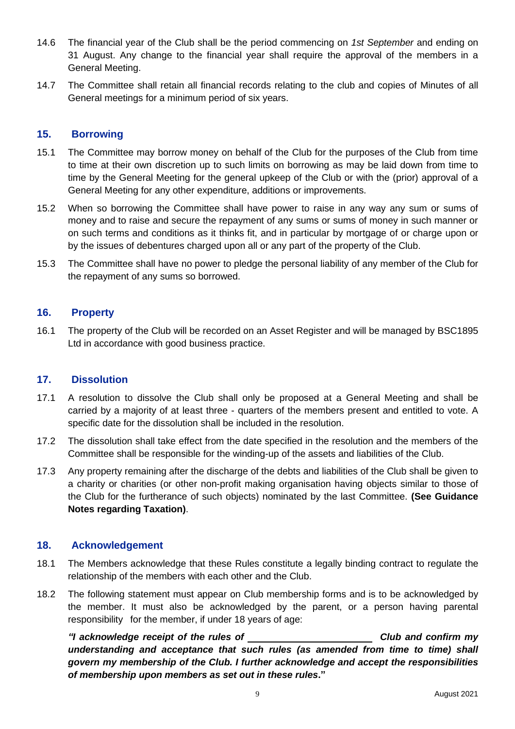14.6 The financial year of the Club shall be the period commencing on *1st September* and ending on 31 August. Any change to the financial year shall require the approval of the members in a General Meeting.

14.7 The Committee shall retain all financial records relating to the club and copies of Minutes of all General meetings for a minimum period of six years.

## 15. Borrowing

15.1 The Committee may borrow money on behalf of the Club for the purposes of the Club from time to time at their own discretion up to such limits on borrowing as may be laid down from time to time by the General Meeting for the general upkeep of the Club or with the (prior) approval of a General Meeting for any other expenditure, additions or improvements.

15.2 When so borrowing the Committee shall have power to raise in any way any sum or sums of money and to raise and secure the repayment of any sums or sums of money in such manner or on such terms and conditions as it thinks fit, and in particular by mortgage of or charge upon or by the issues of debentures charged upon all or any part of the property of the Club.

15.3 The Committee shall have no power to pledge the personal liability of any member of the Club for the repayment of any sums so borrowed.

## 16. Property

16.1 The property of the Club will be recorded on an Asset Register and will be managed by BSC1895 Ltd in accordance with good business practice.

## 17. Dissolution

17.1 A resolution to dissolve the Club shall only be proposed at a General Meeting and shall be carried by a majority of at least three - quarters of the members present and entitled to vote. A specific date for the dissolution shall be included in the resolution.

17.2 The dissolution shall take effect from the date specified in the resolution and the members of the Committee shall be responsible for the winding-up of the assets and liabilities of the Club.

17.3 Any property remaining after the discharge of the debts and liabilities of the Club shall be given to a charity or charities (or other non-profit making organisation having objects similar to those of the Club for the furtherance of such objects) nominated by the last Committee. **(See Guidance Notes regarding Taxation)**.

## 18. Acknowledgement

18.1 The Members acknowledge that these Rules constitute a legally binding contract to regulate the relationship of the members with each other and the Club.

18.2 The following statement must appear on Club membership forms and is to be acknowledged by the member. It must also be acknowledged by the parent, or a person having parental responsibility for the member, if under 18 years of age:

***"I acknowledge receipt of the rules of ________________________ Club and confirm my understanding and acceptance that such rules (as amended from time to time) shall govern my membership of the Club. I further acknowledge and accept the responsibilities of membership upon members as set out in these rules."***

August 2021